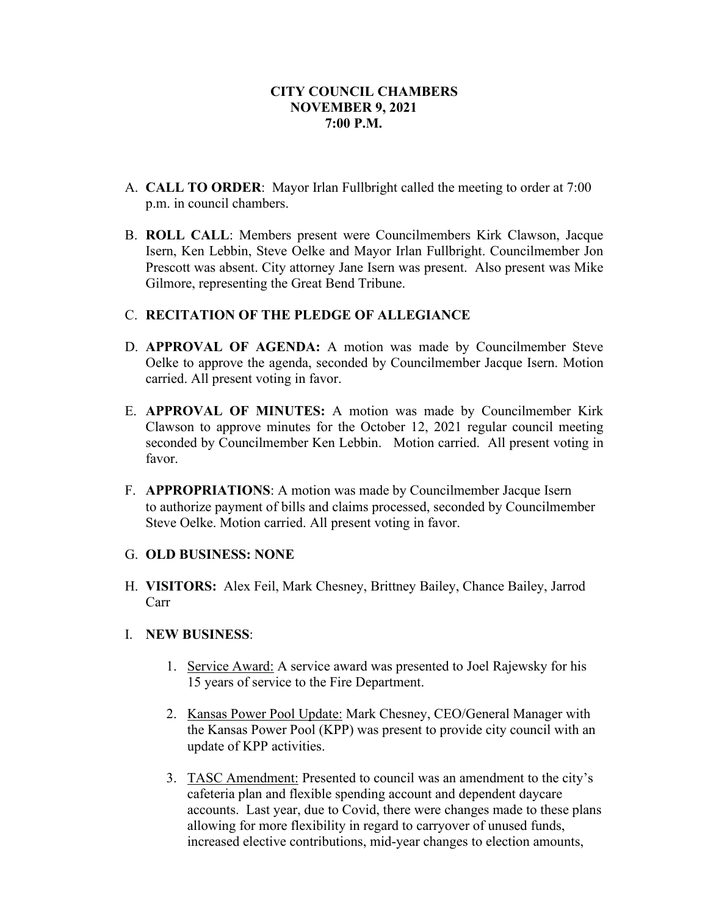**CITY COUNCIL CHAMBERS**
**NOVEMBER 9, 2021**
**7:00 P.M.**

A. **CALL TO ORDER**: Mayor Irlan Fullbright called the meeting to order at 7:00 p.m. in council chambers.

B. **ROLL CALL**: Members present were Councilmembers Kirk Clawson, Jacque Isern, Ken Lebbin, Steve Oelke and Mayor Irlan Fullbright. Councilmember Jon Prescott was absent. City attorney Jane Isern was present. Also present was Mike Gilmore, representing the Great Bend Tribune.

C. **RECITATION OF THE PLEDGE OF ALLEGIANCE**

D. **APPROVAL OF AGENDA:** A motion was made by Councilmember Steve Oelke to approve the agenda, seconded by Councilmember Jacque Isern. Motion carried. All present voting in favor.

E. **APPROVAL OF MINUTES:** A motion was made by Councilmember Kirk Clawson to approve minutes for the October 12, 2021 regular council meeting seconded by Councilmember Ken Lebbin. Motion carried. All present voting in favor.

F. **APPROPRIATIONS**: A motion was made by Councilmember Jacque Isern to authorize payment of bills and claims processed, seconded by Councilmember Steve Oelke. Motion carried. All present voting in favor.

G. **OLD BUSINESS: NONE**

H. **VISITORS:** Alex Feil, Mark Chesney, Brittney Bailey, Chance Bailey, Jarrod Carr

I. **NEW BUSINESS**:

1. Service Award: A service award was presented to Joel Rajewsky for his 15 years of service to the Fire Department.

2. Kansas Power Pool Update: Mark Chesney, CEO/General Manager with the Kansas Power Pool (KPP) was present to provide city council with an update of KPP activities.

3. TASC Amendment: Presented to council was an amendment to the city's cafeteria plan and flexible spending account and dependent daycare accounts. Last year, due to Covid, there were changes made to these plans allowing for more flexibility in regard to carryover of unused funds, increased elective contributions, mid-year changes to election amounts,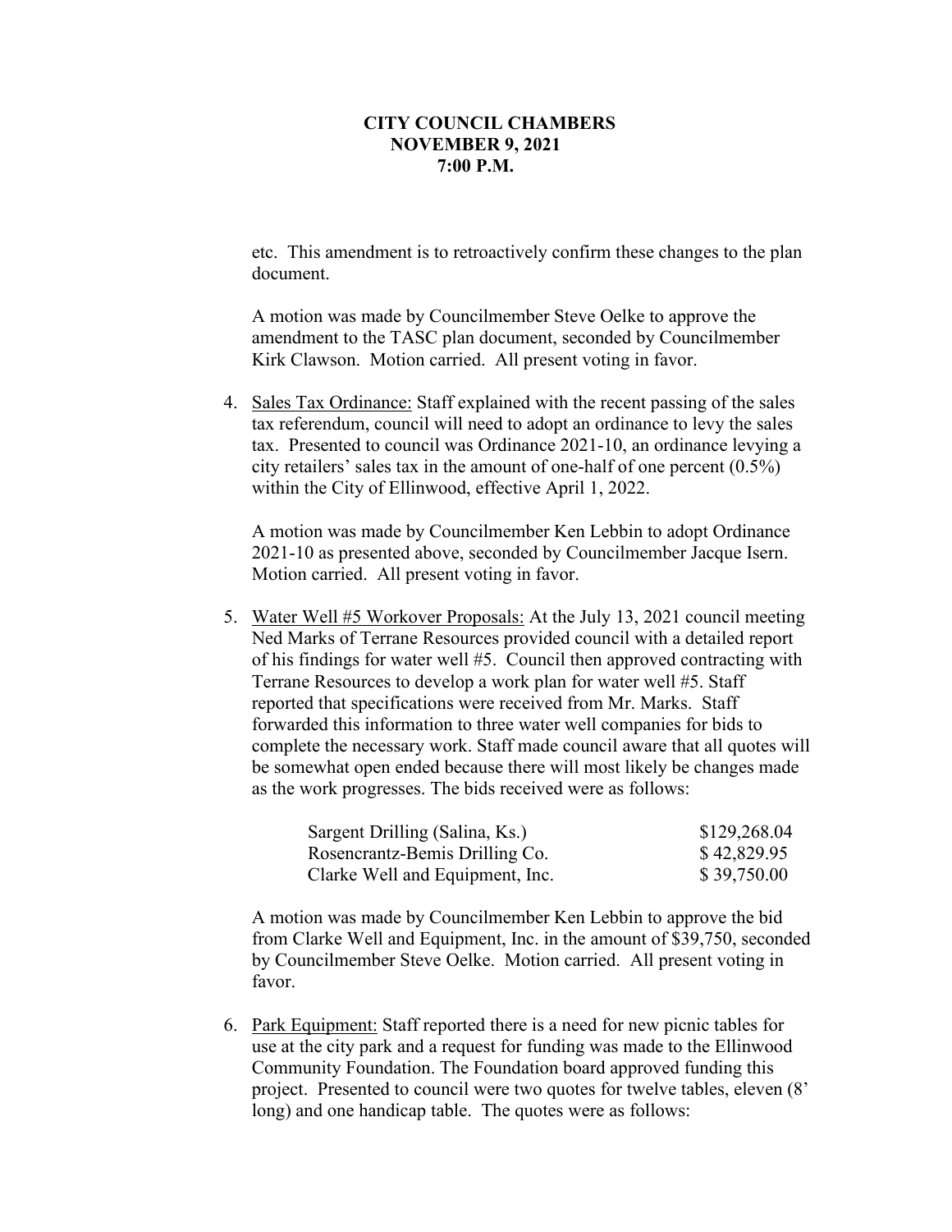etc. This amendment is to retroactively confirm these changes to the plan document.

A motion was made by Councilmember Steve Oelke to approve the amendment to the TASC plan document, seconded by Councilmember Kirk Clawson. Motion carried. All present voting in favor.

4. Sales Tax Ordinance: Staff explained with the recent passing of the sales tax referendum, council will need to adopt an ordinance to levy the sales tax. Presented to council was Ordinance 2021-10, an ordinance levying a city retailers' sales tax in the amount of one-half of one percent (0.5%) within the City of Ellinwood, effective April 1, 2022.

   A motion was made by Councilmember Ken Lebbin to adopt Ordinance 2021-10 as presented above, seconded by Councilmember Jacque Isern. Motion carried. All present voting in favor.

5. Water Well #5 Workover Proposals: At the July 13, 2021 council meeting Ned Marks of Terrane Resources provided council with a detailed report of his findings for water well #5. Council then approved contracting with Terrane Resources to develop a work plan for water well #5. Staff reported that specifications were received from Mr. Marks. Staff forwarded this information to three water well companies for bids to complete the necessary work. Staff made council aware that all quotes will be somewhat open ended because there will most likely be changes made as the work progresses. The bids received were as follows:

   | | |
   |---|---|
   | Sargent Drilling (Salina, Ks.) | $129,268.04 |
   | Rosencrantz-Bemis Drilling Co. | $ 42,829.95 |
   | Clarke Well and Equipment, Inc. | $ 39,750.00 |

   A motion was made by Councilmember Ken Lebbin to approve the bid from Clarke Well and Equipment, Inc. in the amount of $39,750, seconded by Councilmember Steve Oelke. Motion carried. All present voting in favor.

6. Park Equipment: Staff reported there is a need for new picnic tables for use at the city park and a request for funding was made to the Ellinwood Community Foundation. The Foundation board approved funding this project. Presented to council were two quotes for twelve tables, eleven (8' long) and one handicap table. The quotes were as follows: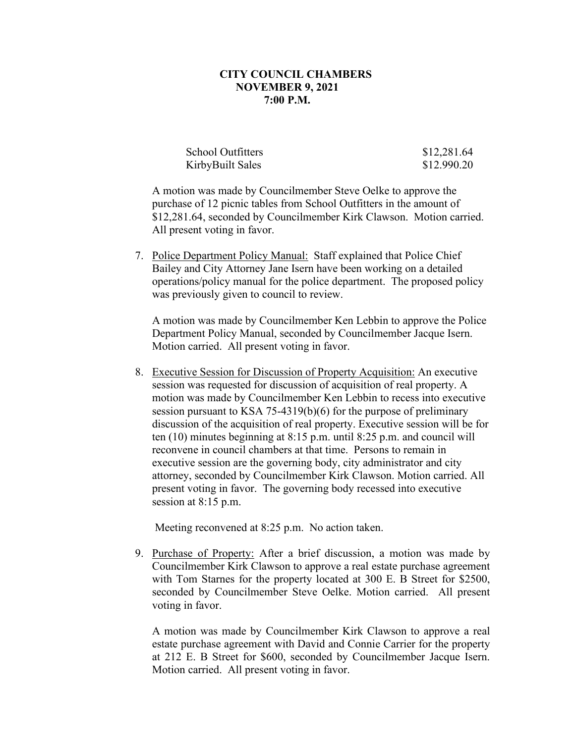**CITY COUNCIL CHAMBERS**
**NOVEMBER 9, 2021**
**7:00 P.M.**

| | |
|---|---|
| School Outfitters | $12,281.64 |
| KirbyBuilt Sales | $12.990.20 |

A motion was made by Councilmember Steve Oelke to approve the purchase of 12 picnic tables from School Outfitters in the amount of $12,281.64, seconded by Councilmember Kirk Clawson. Motion carried. All present voting in favor.

7. Police Department Policy Manual: Staff explained that Police Chief Bailey and City Attorney Jane Isern have been working on a detailed operations/policy manual for the police department. The proposed policy was previously given to council to review.

   A motion was made by Councilmember Ken Lebbin to approve the Police Department Policy Manual, seconded by Councilmember Jacque Isern. Motion carried. All present voting in favor.

8. Executive Session for Discussion of Property Acquisition: An executive session was requested for discussion of acquisition of real property. A motion was made by Councilmember Ken Lebbin to recess into executive session pursuant to KSA 75-4319(b)(6) for the purpose of preliminary discussion of the acquisition of real property. Executive session will be for ten (10) minutes beginning at 8:15 p.m. until 8:25 p.m. and council will reconvene in council chambers at that time. Persons to remain in executive session are the governing body, city administrator and city attorney, seconded by Councilmember Kirk Clawson. Motion carried. All present voting in favor. The governing body recessed into executive session at 8:15 p.m.

   Meeting reconvened at 8:25 p.m. No action taken.

9. Purchase of Property: After a brief discussion, a motion was made by Councilmember Kirk Clawson to approve a real estate purchase agreement with Tom Starnes for the property located at 300 E. B Street for $2500, seconded by Councilmember Steve Oelke. Motion carried. All present voting in favor.

   A motion was made by Councilmember Kirk Clawson to approve a real estate purchase agreement with David and Connie Carrier for the property at 212 E. B Street for $600, seconded by Councilmember Jacque Isern. Motion carried. All present voting in favor.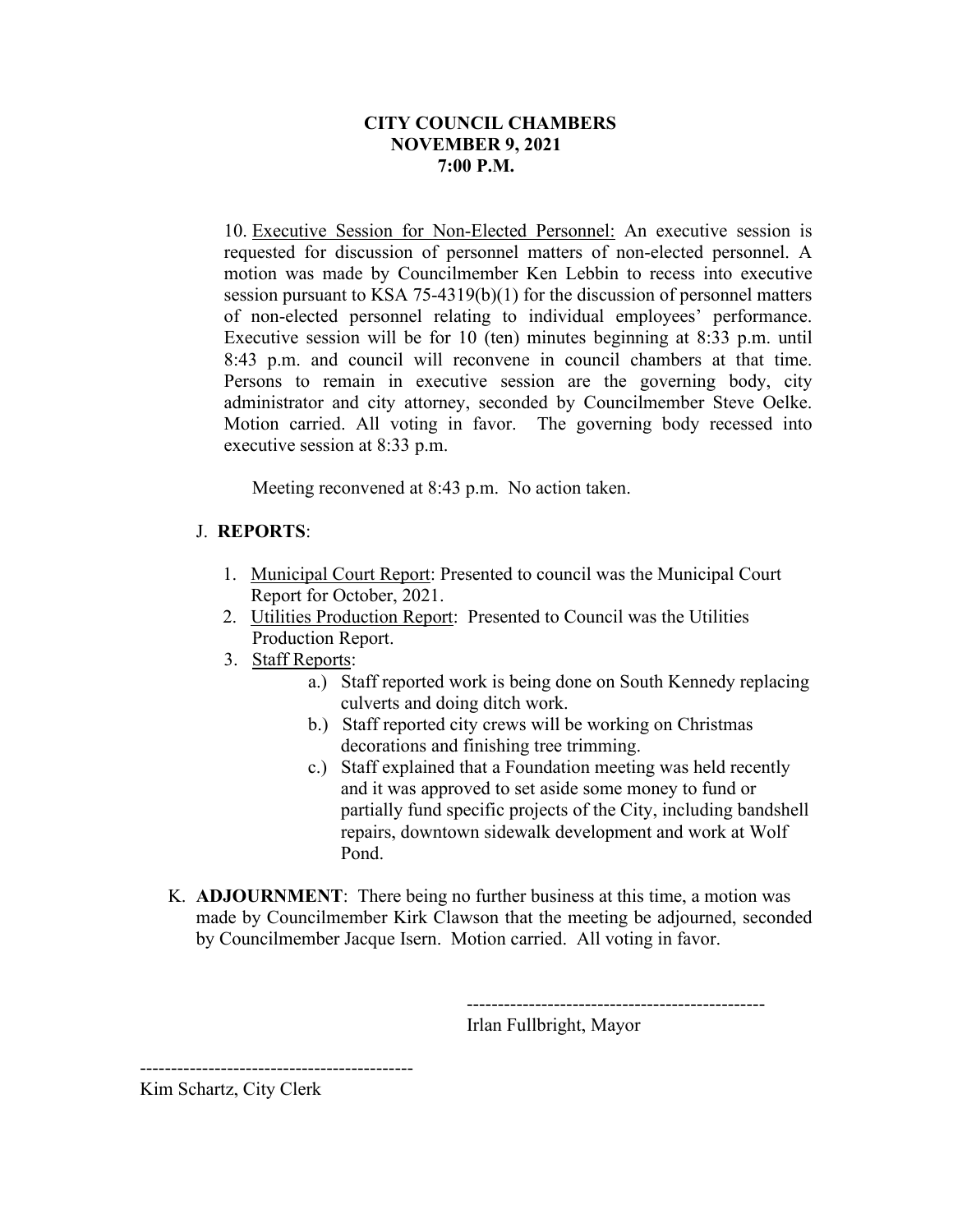**CITY COUNCIL CHAMBERS**
**NOVEMBER 9, 2021**
**7:00 P.M.**

10. Executive Session for Non-Elected Personnel: An executive session is requested for discussion of personnel matters of non-elected personnel. A motion was made by Councilmember Ken Lebbin to recess into executive session pursuant to KSA 75-4319(b)(1) for the discussion of personnel matters of non-elected personnel relating to individual employees' performance. Executive session will be for 10 (ten) minutes beginning at 8:33 p.m. until 8:43 p.m. and council will reconvene in council chambers at that time. Persons to remain in executive session are the governing body, city administrator and city attorney, seconded by Councilmember Steve Oelke. Motion carried. All voting in favor. The governing body recessed into executive session at 8:33 p.m.

Meeting reconvened at 8:43 p.m. No action taken.

J. **REPORTS**:

1. Municipal Court Report: Presented to council was the Municipal Court Report for October, 2021.
2. Utilities Production Report: Presented to Council was the Utilities Production Report.
3. Staff Reports:
   - a.) Staff reported work is being done on South Kennedy replacing culverts and doing ditch work.
   - b.) Staff reported city crews will be working on Christmas decorations and finishing tree trimming.
   - c.) Staff explained that a Foundation meeting was held recently and it was approved to set aside some money to fund or partially fund specific projects of the City, including bandshell repairs, downtown sidewalk development and work at Wolf Pond.

K. **ADJOURNMENT**: There being no further business at this time, a motion was made by Councilmember Kirk Clawson that the meeting be adjourned, seconded by Councilmember Jacque Isern. Motion carried. All voting in favor.

------------------------------------------------
Irlan Fullbright, Mayor

--------------------------------------------
Kim Schartz, City Clerk